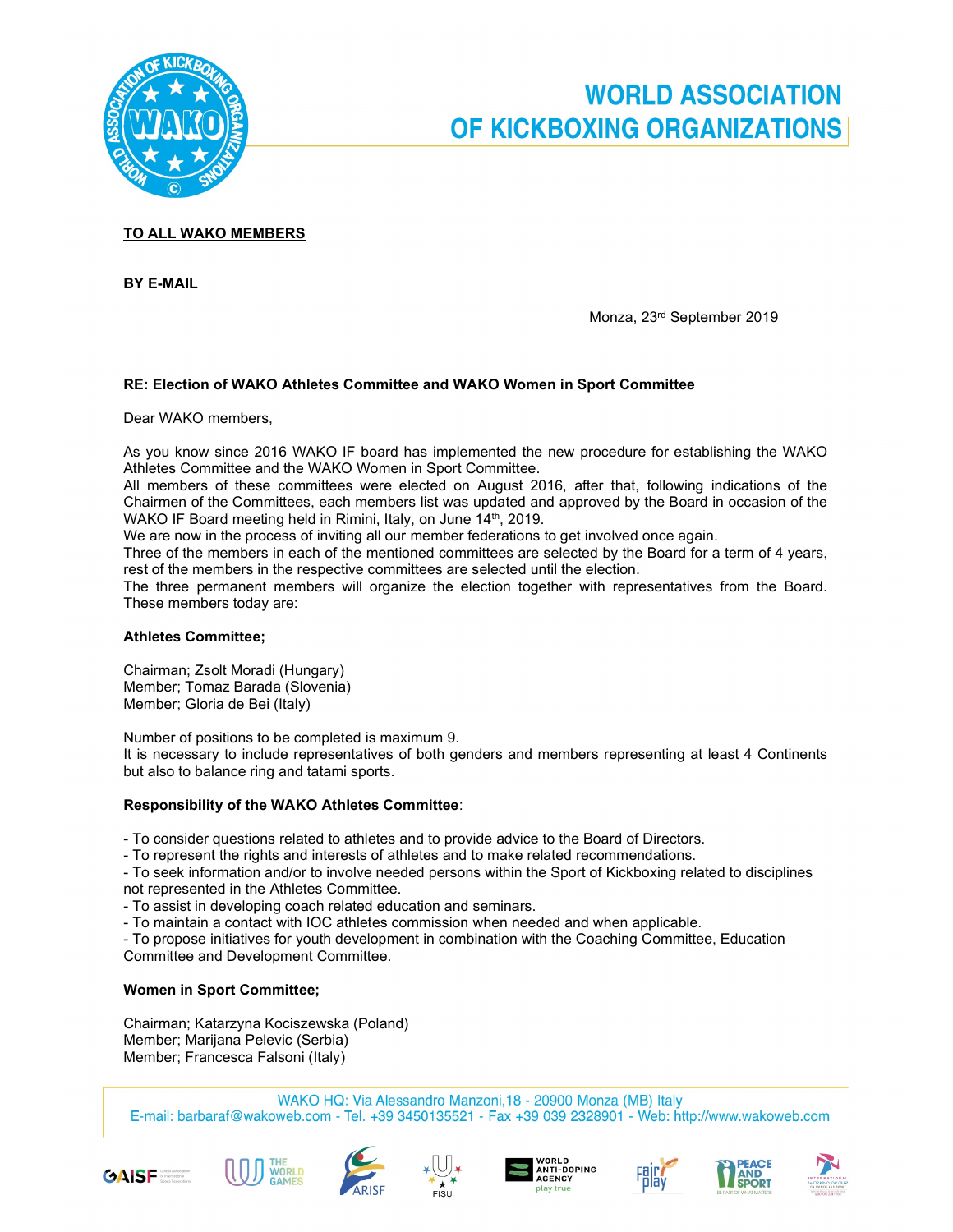# WORLD ASSOCIATION OF KICKBOXING ORGANIZATIONS

**TO ALL WAKO MEMBERS**

**BY E-MAIL**

Monza, 23rd September 2019

**RE: Election of WAKO Athletes Committee and WAKO Women in Sport Committee**

Dear WAKO members,

As you know since 2016 WAKO IF board has implemented the new procedure for establishing the WAKO Athletes Committee and the WAKO Women in Sport Committee.
All members of these committees were elected on August 2016, after that, following indications of the Chairmen of the Committees, each members list was updated and approved by the Board in occasion of the WAKO IF Board meeting held in Rimini, Italy, on June 14th, 2019.
We are now in the process of inviting all our member federations to get involved once again.
Three of the members in each of the mentioned committees are selected by the Board for a term of 4 years, rest of the members in the respective committees are selected until the election.
The three permanent members will organize the election together with representatives from the Board. These members today are:

**Athletes Committee;**

Chairman; Zsolt Moradi (Hungary)
Member; Tomaz Barada (Slovenia)
Member; Gloria de Bei (Italy)

Number of positions to be completed is maximum 9.
It is necessary to include representatives of both genders and members representing at least 4 Continents but also to balance ring and tatami sports.

**Responsibility of the WAKO Athletes Committee**:

- To consider questions related to athletes and to provide advice to the Board of Directors.
- To represent the rights and interests of athletes and to make related recommendations.
- To seek information and/or to involve needed persons within the Sport of Kickboxing related to disciplines not represented in the Athletes Committee.
- To assist in developing coach related education and seminars.
- To maintain a contact with IOC athletes commission when needed and when applicable.
- To propose initiatives for youth development in combination with the Coaching Committee, Education Committee and Development Committee.

**Women in Sport Committee;**

Chairman; Katarzyna Kociszewska (Poland)
Member; Marijana Pelevic (Serbia)
Member; Francesca Falsoni (Italy)

WAKO HQ: Via Alessandro Manzoni,18 - 20900 Monza (MB) Italy
E-mail: barbaraf@wakoweb.com - Tel. +39 3450135521 - Fax +39 039 2328901 - Web: http://www.wakoweb.com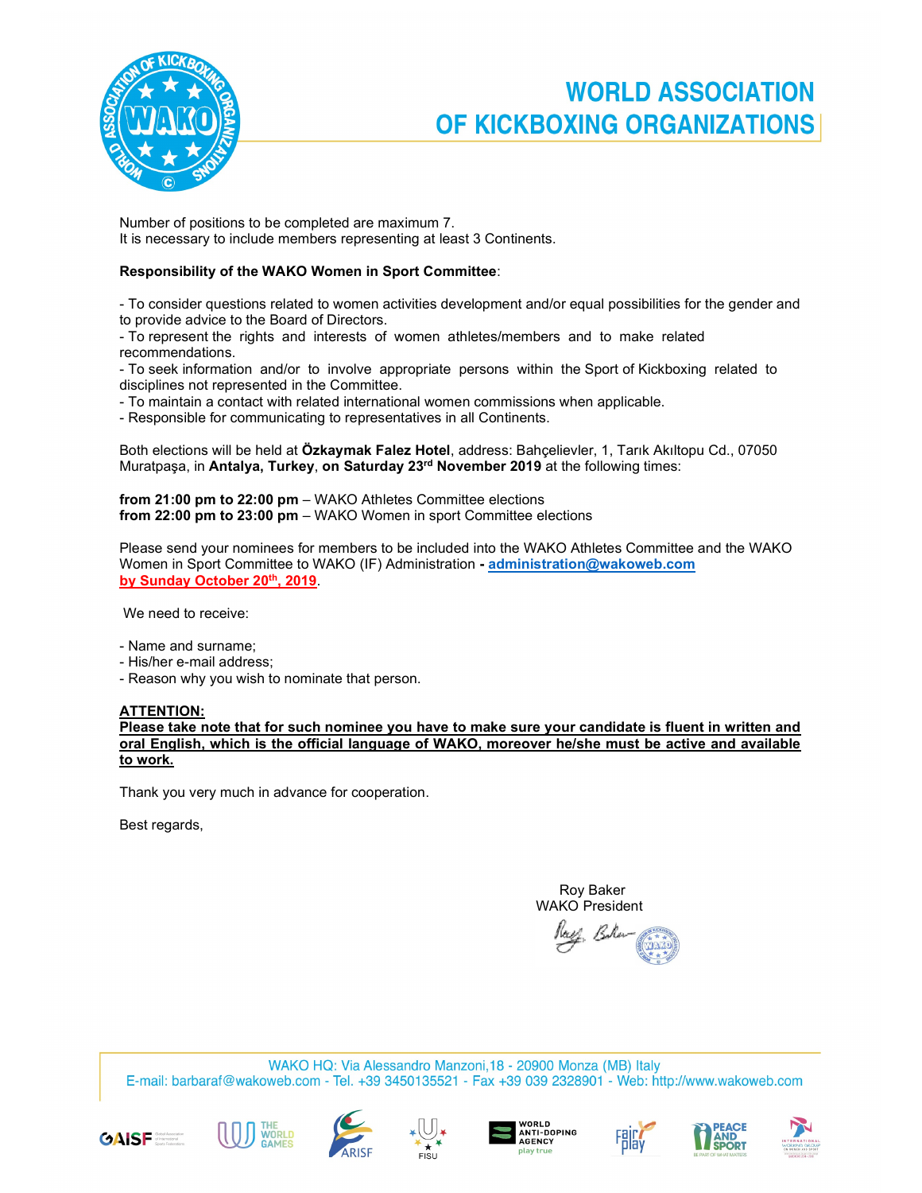Number of positions to be completed are maximum 7.
It is necessary to include members representing at least 3 Continents.

**Responsibility of the WAKO Women in Sport Committee**:

- To consider questions related to women activities development and/or equal possibilities for the gender and to provide advice to the Board of Directors.
- To represent the rights and interests of women athletes/members and to make related recommendations.
- To seek information and/or to involve appropriate persons within the Sport of Kickboxing related to disciplines not represented in the Committee.
- To maintain a contact with related international women commissions when applicable.
- Responsible for communicating to representatives in all Continents.

Both elections will be held at **Özkaymak Falez Hotel**, address: Bahçelievler, 1, Tarık Akıltopu Cd., 07050 Muratpaşa, in **Antalya, Turkey**, **on Saturday 23rd November 2019** at the following times:

**from 21:00 pm to 22:00 pm** – WAKO Athletes Committee elections
**from 22:00 pm to 23:00 pm** – WAKO Women in sport Committee elections

Please send your nominees for members to be included into the WAKO Athletes Committee and the WAKO Women in Sport Committee to WAKO (IF) Administration **-** **administration@wakoweb.com**
**by Sunday October 20th, 2019**.

We need to receive:

- Name and surname;
- His/her e-mail address;
- Reason why you wish to nominate that person.

**ATTENTION:**
**Please take note that for such nominee you have to make sure your candidate is fluent in written and oral English, which is the official language of WAKO, moreover he/she must be active and available to work.**

Thank you very much in advance for cooperation.

Best regards,

Roy Baker
WAKO President